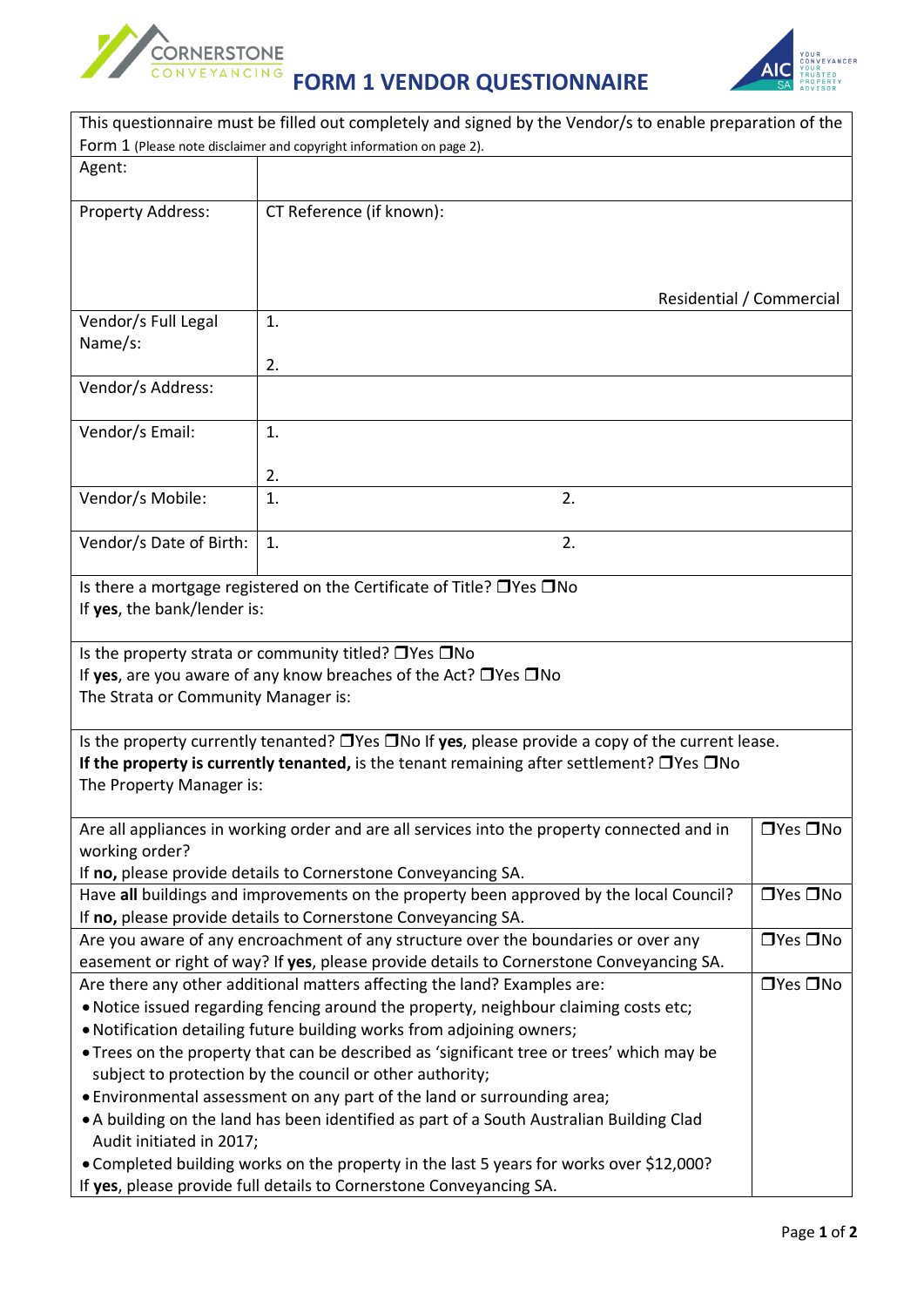# FORM 1 VENDOR QUESTIONNAIRE

| This questionnaire must be filled out completely and signed by the Vendor/s to enable preparation of the Form 1 (Please note disclaimer and copyright information on page 2). | |
|---|---|
| Agent: | |
| Property Address: | CT Reference (if known): <br><br> Residential / Commercial |
| Vendor/s Full Legal Name/s: | 1. <br> 2. |
| Vendor/s Address: | |
| Vendor/s Email: | 1. <br> 2. |
| Vendor/s Mobile: | 1. 2. |
| Vendor/s Date of Birth: | 1. 2. |

Is there a mortgage registered on the Certificate of Title? ❒Yes ❒No
If **yes**, the bank/lender is:

Is the property strata or community titled? ❒Yes ❒No
If **yes**, are you aware of any know breaches of the Act? ❒Yes ❒No
The Strata or Community Manager is:

Is the property currently tenanted? ❒Yes ❒No If **yes**, please provide a copy of the current lease.
**If the property is currently tenanted,** is the tenant remaining after settlement? ❒Yes ❒No
The Property Manager is:

| | |
|---|---|
| Are all appliances in working order and are all services into the property connected and in working order? <br> If **no**, please provide details to Cornerstone Conveyancing SA. | ❒Yes ❒No |
| Have **all** buildings and improvements on the property been approved by the local Council? <br> If **no**, please provide details to Cornerstone Conveyancing SA. | ❒Yes ❒No |
| Are you aware of any encroachment of any structure over the boundaries or over any easement or right of way? If **yes**, please provide details to Cornerstone Conveyancing SA. | ❒Yes ❒No |
| Are there any other additional matters affecting the land? Examples are: <br> • Notice issued regarding fencing around the property, neighbour claiming costs etc; <br> • Notification detailing future building works from adjoining owners; <br> • Trees on the property that can be described as 'significant tree or trees' which may be subject to protection by the council or other authority; <br> • Environmental assessment on any part of the land or surrounding area; <br> • A building on the land has been identified as part of a South Australian Building Clad Audit initiated in 2017; <br> • Completed building works on the property in the last 5 years for works over $12,000? <br> If **yes**, please provide full details to Cornerstone Conveyancing SA. | ❒Yes ❒No |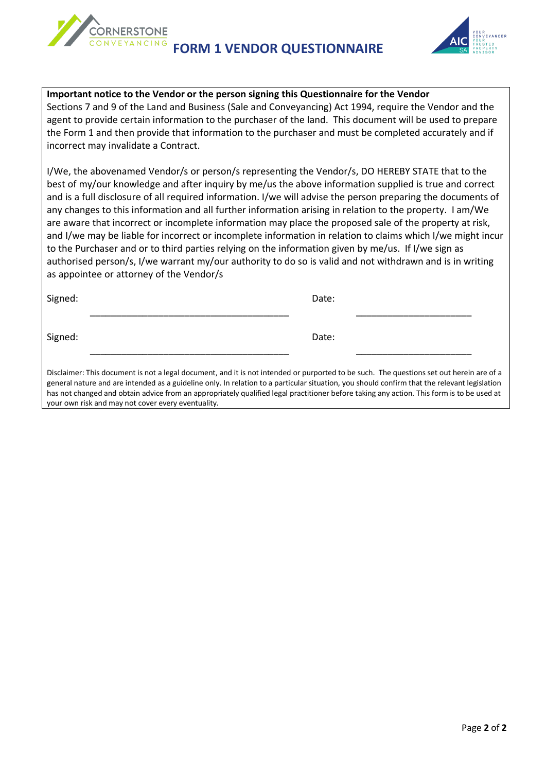# FORM 1 VENDOR QUESTIONNAIRE

**Important notice to the Vendor or the person signing this Questionnaire for the Vendor**
Sections 7 and 9 of the Land and Business (Sale and Conveyancing) Act 1994, require the Vendor and the agent to provide certain information to the purchaser of the land. This document will be used to prepare the Form 1 and then provide that information to the purchaser and must be completed accurately and if incorrect may invalidate a Contract.

I/We, the abovenamed Vendor/s or person/s representing the Vendor/s, DO HEREBY STATE that to the best of my/our knowledge and after inquiry by me/us the above information supplied is true and correct and is a full disclosure of all required information. I/we will advise the person preparing the documents of any changes to this information and all further information arising in relation to the property. I am/We are aware that incorrect or incomplete information may place the proposed sale of the property at risk, and I/we may be liable for incorrect or incomplete information in relation to claims which I/we might incur to the Purchaser and or to third parties relying on the information given by me/us. If I/we sign as authorised person/s, I/we warrant my/our authority to do so is valid and not withdrawn and is in writing as appointee or attorney of the Vendor/s

Signed: ______________________________________ Date: ______________________

Signed: ______________________________________ Date: ______________________

Disclaimer: This document is not a legal document, and it is not intended or purported to be such. The questions set out herein are of a general nature and are intended as a guideline only. In relation to a particular situation, you should confirm that the relevant legislation has not changed and obtain advice from an appropriately qualified legal practitioner before taking any action. This form is to be used at your own risk and may not cover every eventuality.